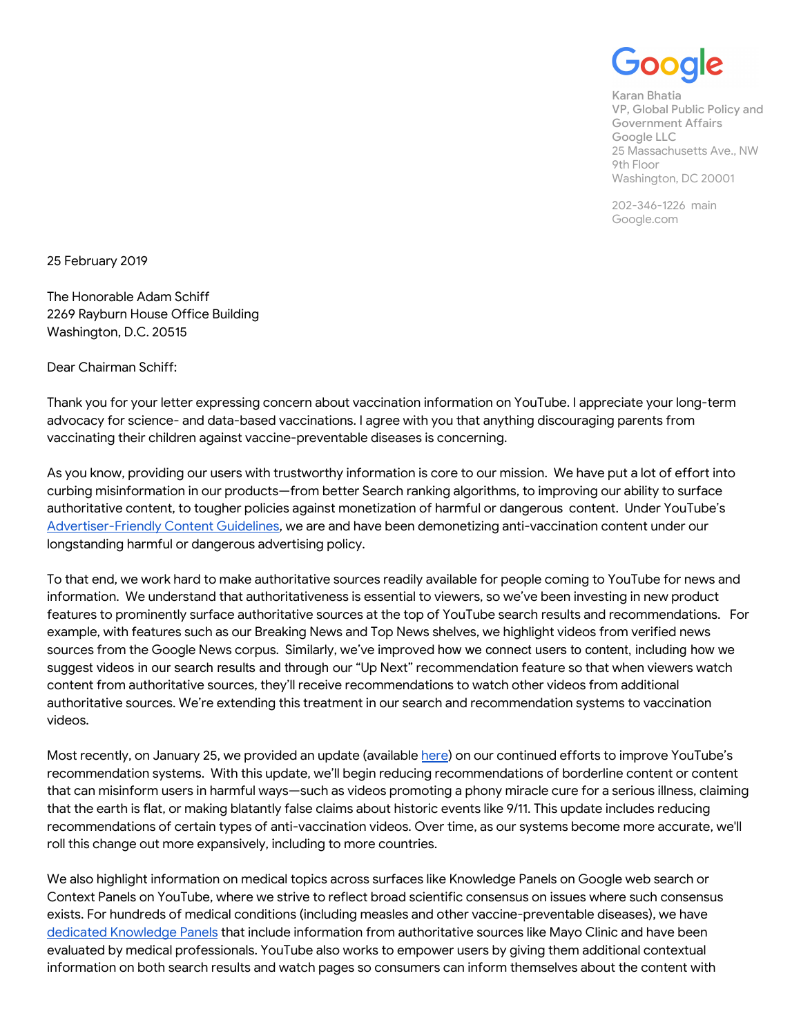Google

Karan Bhatia
VP, Global Public Policy and Government Affairs
Google LLC
25 Massachusetts Ave., NW
9th Floor
Washington, DC 20001

202-346-1226 main
Google.com

25 February 2019

The Honorable Adam Schiff
2269 Rayburn House Office Building
Washington, D.C. 20515

Dear Chairman Schiff:

Thank you for your letter expressing concern about vaccination information on YouTube. I appreciate your long-term advocacy for science- and data-based vaccinations. I agree with you that anything discouraging parents from vaccinating their children against vaccine-preventable diseases is concerning.

As you know, providing our users with trustworthy information is core to our mission. We have put a lot of effort into curbing misinformation in our products—from better Search ranking algorithms, to improving our ability to surface authoritative content, to tougher policies against monetization of harmful or dangerous content. Under YouTube's [Advertiser-Friendly Content Guidelines](), we are and have been demonetizing anti-vaccination content under our longstanding harmful or dangerous advertising policy.

To that end, we work hard to make authoritative sources readily available for people coming to YouTube for news and information. We understand that authoritativeness is essential to viewers, so we've been investing in new product features to prominently surface authoritative sources at the top of YouTube search results and recommendations. For example, with features such as our Breaking News and Top News shelves, we highlight videos from verified news sources from the Google News corpus. Similarly, we've improved how we connect users to content, including how we suggest videos in our search results and through our "Up Next" recommendation feature so that when viewers watch content from authoritative sources, they'll receive recommendations to watch other videos from additional authoritative sources. We're extending this treatment in our search and recommendation systems to vaccination videos.

Most recently, on January 25, we provided an update (available [here]()) on our continued efforts to improve YouTube's recommendation systems. With this update, we'll begin reducing recommendations of borderline content or content that can misinform users in harmful ways—such as videos promoting a phony miracle cure for a serious illness, claiming that the earth is flat, or making blatantly false claims about historic events like 9/11. This update includes reducing recommendations of certain types of anti-vaccination videos. Over time, as our systems become more accurate, we'll roll this change out more expansively, including to more countries.

We also highlight information on medical topics across surfaces like Knowledge Panels on Google web search or Context Panels on YouTube, where we strive to reflect broad scientific consensus on issues where such consensus exists. For hundreds of medical conditions (including measles and other vaccine-preventable diseases), we have [dedicated Knowledge Panels]() that include information from authoritative sources like Mayo Clinic and have been evaluated by medical professionals. YouTube also works to empower users by giving them additional contextual information on both search results and watch pages so consumers can inform themselves about the content with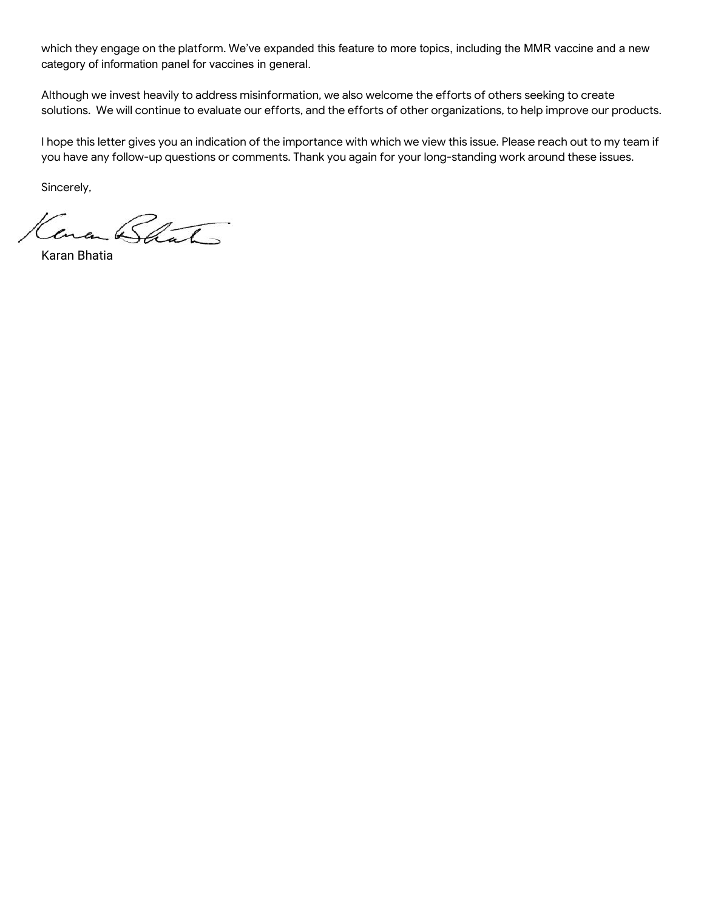which they engage on the platform. We've expanded this feature to more topics, including the MMR vaccine and a new category of information panel for vaccines in general.

Although we invest heavily to address misinformation, we also welcome the efforts of others seeking to create solutions. We will continue to evaluate our efforts, and the efforts of other organizations, to help improve our products.

I hope this letter gives you an indication of the importance with which we view this issue. Please reach out to my team if you have any follow-up questions or comments. Thank you again for your long-standing work around these issues.

Sincerely,

Karan Bhatia